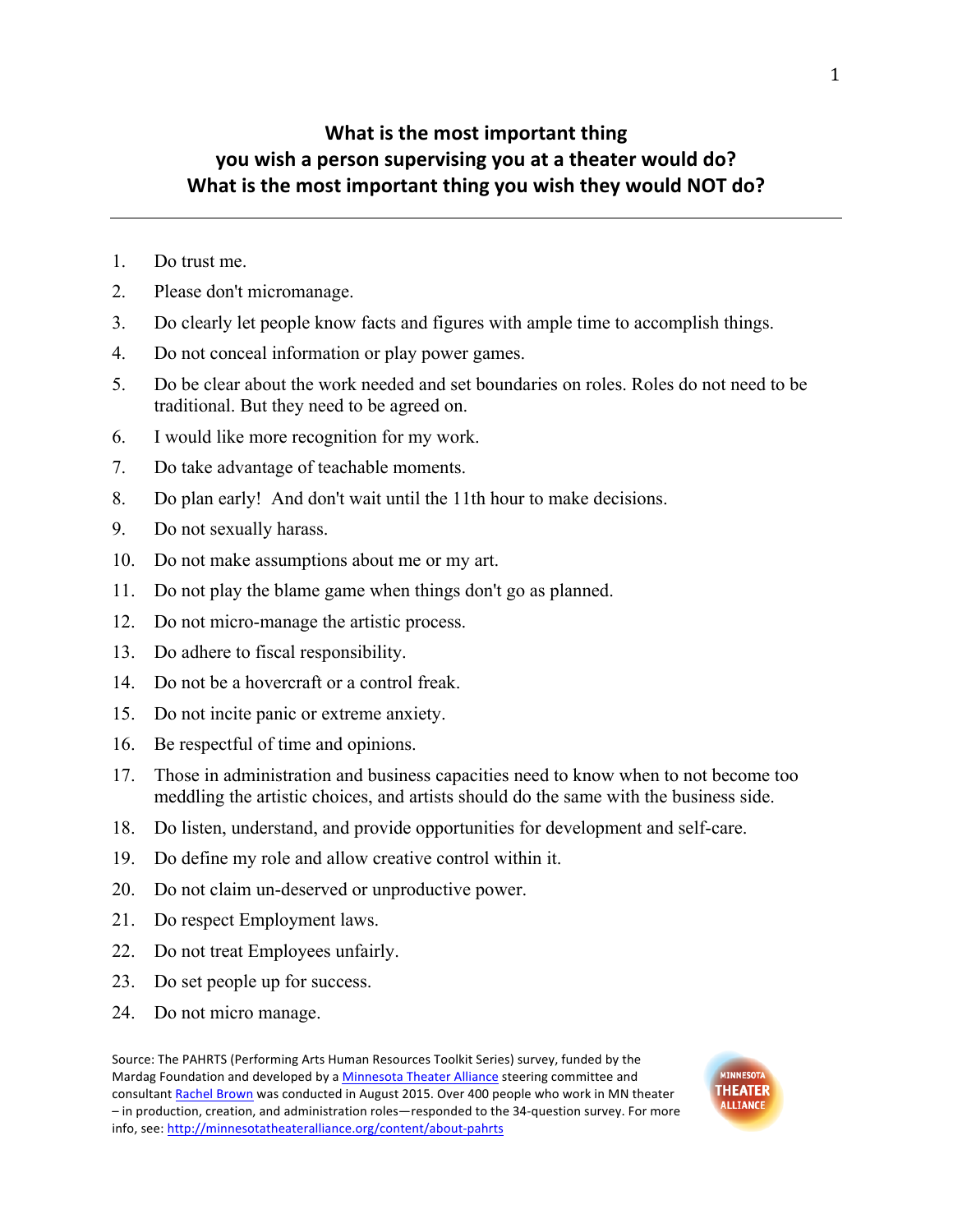# What is the most important thing you wish a person supervising you at a theater would do? What is the most important thing you wish they would NOT do?

---

1. Do trust me.
2. Please don't micromanage.
3. Do clearly let people know facts and figures with ample time to accomplish things.
4. Do not conceal information or play power games.
5. Do be clear about the work needed and set boundaries on roles. Roles do not need to be traditional. But they need to be agreed on.
6. I would like more recognition for my work.
7. Do take advantage of teachable moments.
8. Do plan early! And don't wait until the 11th hour to make decisions.
9. Do not sexually harass.
10. Do not make assumptions about me or my art.
11. Do not play the blame game when things don't go as planned.
12. Do not micro-manage the artistic process.
13. Do adhere to fiscal responsibility.
14. Do not be a hovercraft or a control freak.
15. Do not incite panic or extreme anxiety.
16. Be respectful of time and opinions.
17. Those in administration and business capacities need to know when to not become too meddling the artistic choices, and artists should do the same with the business side.
18. Do listen, understand, and provide opportunities for development and self-care.
19. Do define my role and allow creative control within it.
20. Do not claim un-deserved or unproductive power.
21. Do respect Employment laws.
22. Do not treat Employees unfairly.
23. Do set people up for success.
24. Do not micro manage.

Source: The PAHRTS (Performing Arts Human Resources Toolkit Series) survey, funded by the Mardag Foundation and developed by a Minnesota Theater Alliance steering committee and consultant Rachel Brown was conducted in August 2015. Over 400 people who work in MN theater – in production, creation, and administration roles—responded to the 34-question survey. For more info, see: http://minnesotatheateralliance.org/content/about-pahrts

MINNESOTA THEATER ALLIANCE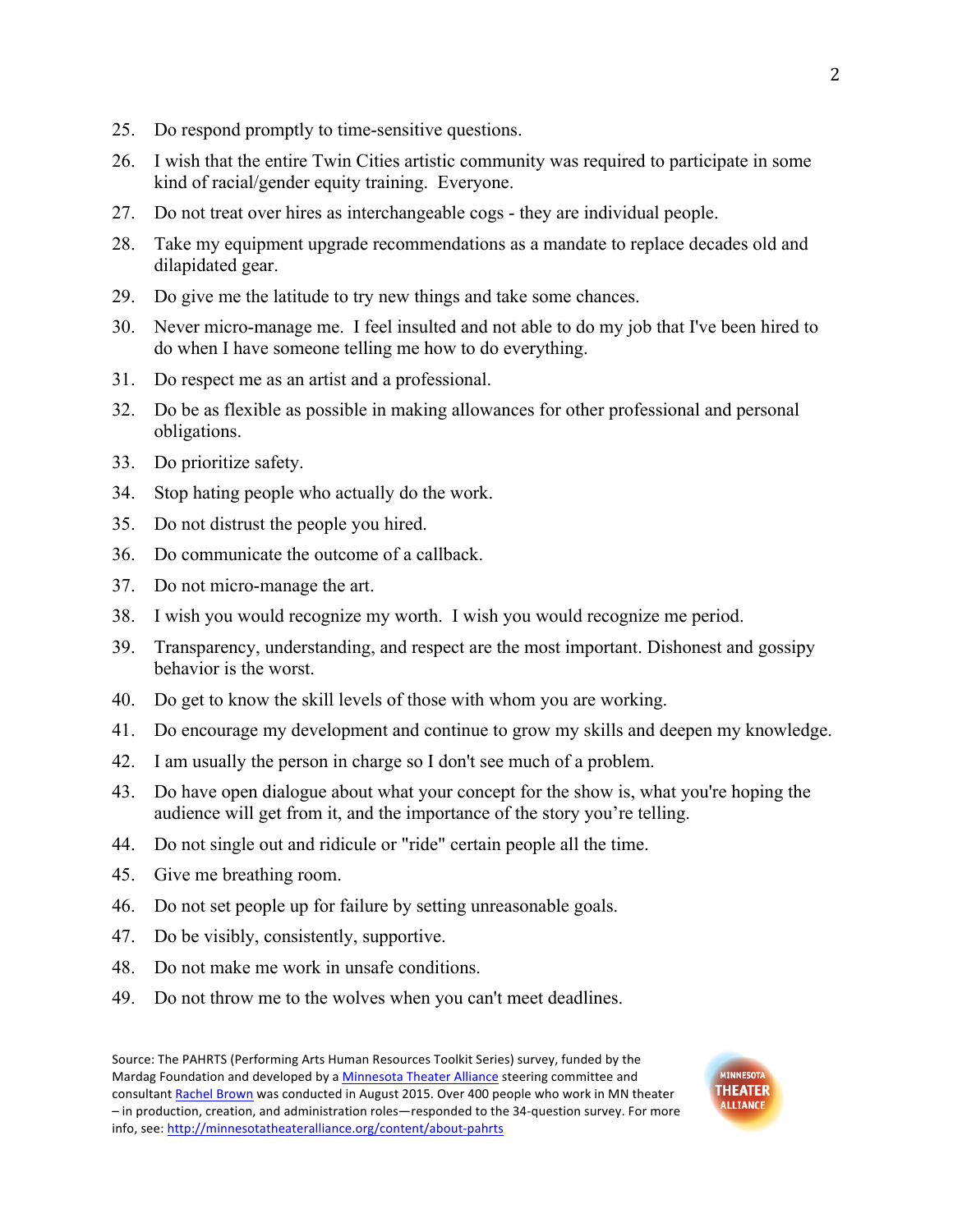25. Do respond promptly to time-sensitive questions.
26. I wish that the entire Twin Cities artistic community was required to participate in some kind of racial/gender equity training. Everyone.
27. Do not treat over hires as interchangeable cogs - they are individual people.
28. Take my equipment upgrade recommendations as a mandate to replace decades old and dilapidated gear.
29. Do give me the latitude to try new things and take some chances.
30. Never micro-manage me. I feel insulted and not able to do my job that I've been hired to do when I have someone telling me how to do everything.
31. Do respect me as an artist and a professional.
32. Do be as flexible as possible in making allowances for other professional and personal obligations.
33. Do prioritize safety.
34. Stop hating people who actually do the work.
35. Do not distrust the people you hired.
36. Do communicate the outcome of a callback.
37. Do not micro-manage the art.
38. I wish you would recognize my worth. I wish you would recognize me period.
39. Transparency, understanding, and respect are the most important. Dishonest and gossipy behavior is the worst.
40. Do get to know the skill levels of those with whom you are working.
41. Do encourage my development and continue to grow my skills and deepen my knowledge.
42. I am usually the person in charge so I don't see much of a problem.
43. Do have open dialogue about what your concept for the show is, what you're hoping the audience will get from it, and the importance of the story you're telling.
44. Do not single out and ridicule or "ride" certain people all the time.
45. Give me breathing room.
46. Do not set people up for failure by setting unreasonable goals.
47. Do be visibly, consistently, supportive.
48. Do not make me work in unsafe conditions.
49. Do not throw me to the wolves when you can't meet deadlines.

Source: The PAHRTS (Performing Arts Human Resources Toolkit Series) survey, funded by the Mardag Foundation and developed by a Minnesota Theater Alliance steering committee and consultant Rachel Brown was conducted in August 2015. Over 400 people who work in MN theater – in production, creation, and administration roles—responded to the 34-question survey. For more info, see: http://minnesotatheateralliance.org/content/about-pahrts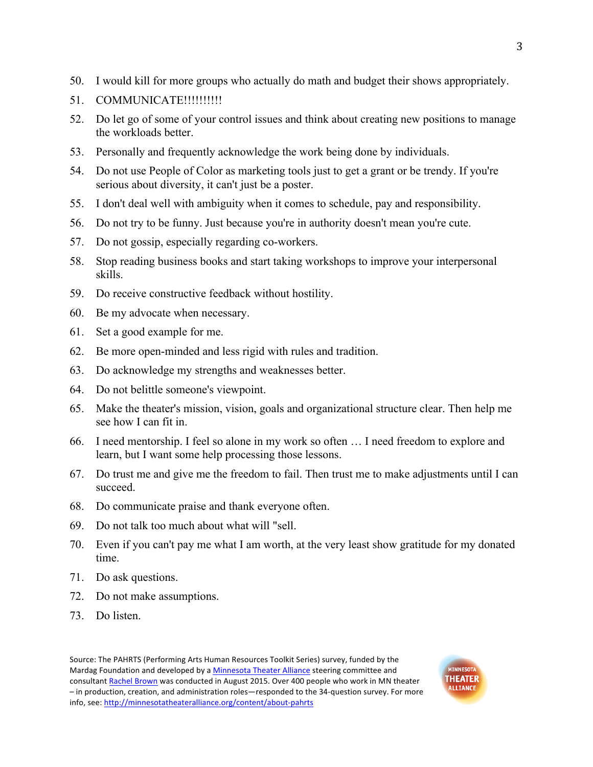50. I would kill for more groups who actually do math and budget their shows appropriately.
51. COMMUNICATE!!!!!!!!!!
52. Do let go of some of your control issues and think about creating new positions to manage the workloads better.
53. Personally and frequently acknowledge the work being done by individuals.
54. Do not use People of Color as marketing tools just to get a grant or be trendy. If you're serious about diversity, it can't just be a poster.
55. I don't deal well with ambiguity when it comes to schedule, pay and responsibility.
56. Do not try to be funny. Just because you're in authority doesn't mean you're cute.
57. Do not gossip, especially regarding co-workers.
58. Stop reading business books and start taking workshops to improve your interpersonal skills.
59. Do receive constructive feedback without hostility.
60. Be my advocate when necessary.
61. Set a good example for me.
62. Be more open-minded and less rigid with rules and tradition.
63. Do acknowledge my strengths and weaknesses better.
64. Do not belittle someone's viewpoint.
65. Make the theater's mission, vision, goals and organizational structure clear. Then help me see how I can fit in.
66. I need mentorship. I feel so alone in my work so often … I need freedom to explore and learn, but I want some help processing those lessons.
67. Do trust me and give me the freedom to fail. Then trust me to make adjustments until I can succeed.
68. Do communicate praise and thank everyone often.
69. Do not talk too much about what will "sell.
70. Even if you can't pay me what I am worth, at the very least show gratitude for my donated time.
71. Do ask questions.
72. Do not make assumptions.
73. Do listen.

Source: The PAHRTS (Performing Arts Human Resources Toolkit Series) survey, funded by the Mardag Foundation and developed by a [Minnesota Theater Alliance](http://minnesotatheateralliance.org) steering committee and consultant [Rachel Brown](#) was conducted in August 2015. Over 400 people who work in MN theater – in production, creation, and administration roles—responded to the 34-question survey. For more info, see: [http://minnesotatheateralliance.org/content/about-pahrts](http://minnesotatheateralliance.org/content/about-pahrts)

MINNESOTA THEATER ALLIANCE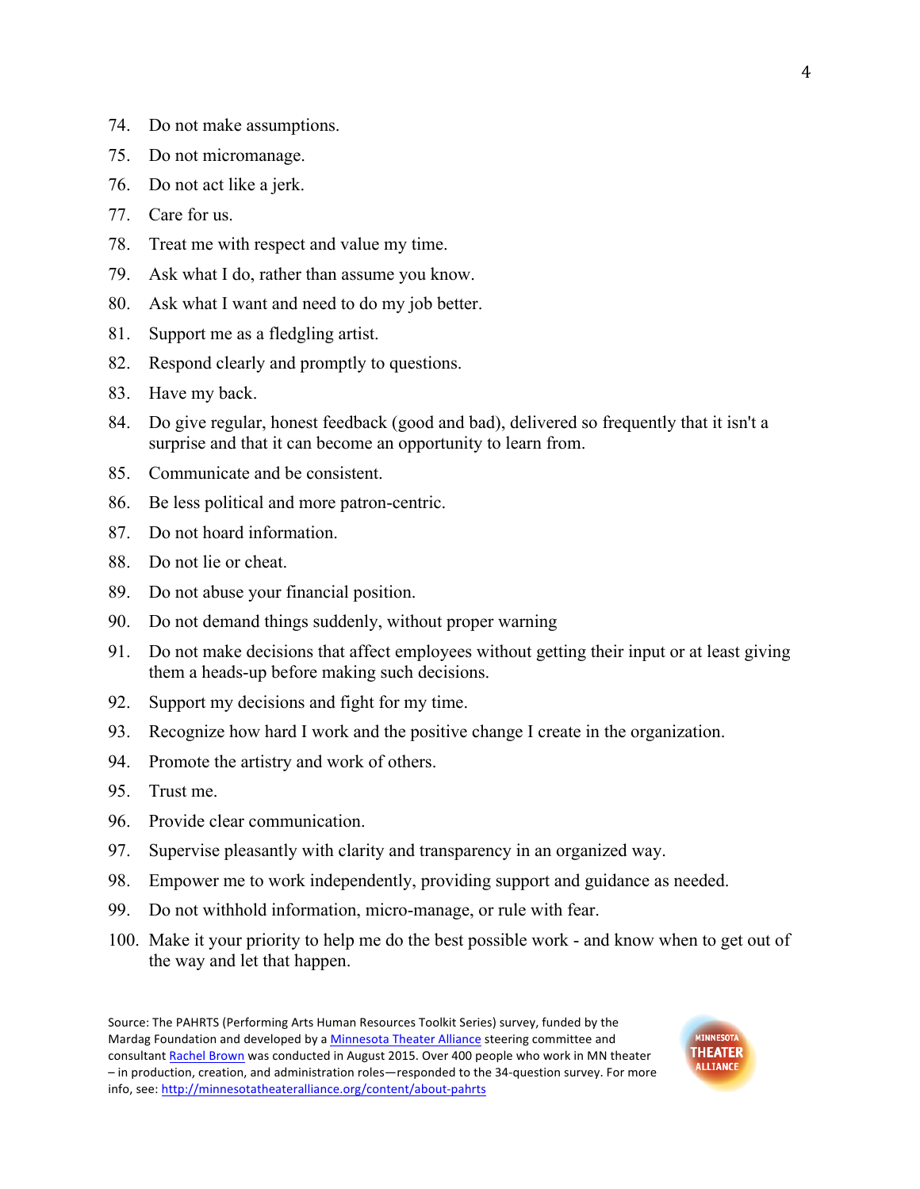74. Do not make assumptions.
75. Do not micromanage.
76. Do not act like a jerk.
77. Care for us.
78. Treat me with respect and value my time.
79. Ask what I do, rather than assume you know.
80. Ask what I want and need to do my job better.
81. Support me as a fledgling artist.
82. Respond clearly and promptly to questions.
83. Have my back.
84. Do give regular, honest feedback (good and bad), delivered so frequently that it isn't a surprise and that it can become an opportunity to learn from.
85. Communicate and be consistent.
86. Be less political and more patron-centric.
87. Do not hoard information.
88. Do not lie or cheat.
89. Do not abuse your financial position.
90. Do not demand things suddenly, without proper warning
91. Do not make decisions that affect employees without getting their input or at least giving them a heads-up before making such decisions.
92. Support my decisions and fight for my time.
93. Recognize how hard I work and the positive change I create in the organization.
94. Promote the artistry and work of others.
95. Trust me.
96. Provide clear communication.
97. Supervise pleasantly with clarity and transparency in an organized way.
98. Empower me to work independently, providing support and guidance as needed.
99. Do not withhold information, micro-manage, or rule with fear.
100. Make it your priority to help me do the best possible work - and know when to get out of the way and let that happen.

Source: The PAHRTS (Performing Arts Human Resources Toolkit Series) survey, funded by the Mardag Foundation and developed by a Minnesota Theater Alliance steering committee and consultant Rachel Brown was conducted in August 2015. Over 400 people who work in MN theater – in production, creation, and administration roles—responded to the 34-question survey. For more info, see: http://minnesotatheateralliance.org/content/about-pahrts

MINNESOTA THEATER ALLIANCE